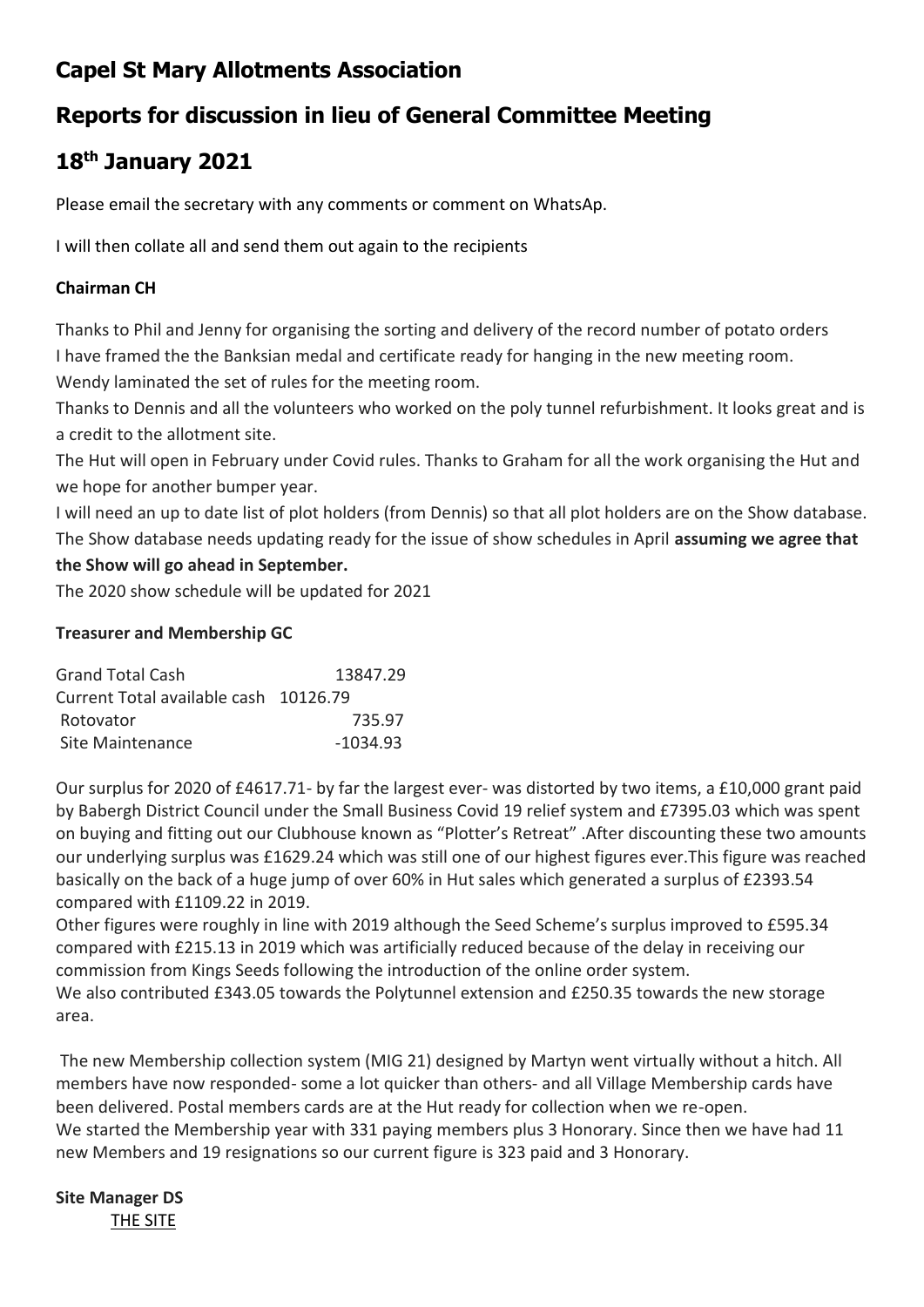# Capel St Mary Allotments Association

# Reports for discussion in lieu of General Committee Meeting

# 18th January 2021

Please email the secretary with any comments or comment on WhatsAp.

I will then collate all and send them out again to the recipients

### Chairman CH

Thanks to Phil and Jenny for organising the sorting and delivery of the record number of potato orders
I have framed the the Banksian medal and certificate ready for hanging in the new meeting room.
Wendy laminated the set of rules for the meeting room.
Thanks to Dennis and all the volunteers who worked on the poly tunnel refurbishment. It looks great and is a credit to the allotment site.
The Hut will open in February under Covid rules. Thanks to Graham for all the work organising the Hut and we hope for another bumper year.
I will need an up to date list of plot holders (from Dennis) so that all plot holders are on the Show database.
The Show database needs updating ready for the issue of show schedules in April **assuming we agree that the Show will go ahead in September.**
The 2020 show schedule will be updated for 2021

### Treasurer and Membership GC

| | |
|---|---|
| Grand Total Cash | 13847.29 |
| Current Total available cash | 10126.79 |
| Rotovator | 735.97 |
| Site Maintenance | -1034.93 |

Our surplus for 2020 of £4617.71- by far the largest ever- was distorted by two items, a £10,000 grant paid by Babergh District Council under the Small Business Covid 19 relief system and £7395.03 which was spent on buying and fitting out our Clubhouse known as "Plotter's Retreat" .After discounting these two amounts our underlying surplus was £1629.24 which was still one of our highest figures ever.This figure was reached basically on the back of a huge jump of over 60% in Hut sales which generated a surplus of £2393.54 compared with £1109.22 in 2019.
Other figures were roughly in line with 2019 although the Seed Scheme's surplus improved to £595.34 compared with £215.13 in 2019 which was artificially reduced because of the delay in receiving our commission from Kings Seeds following the introduction of the online order system.
We also contributed £343.05 towards the Polytunnel extension and £250.35 towards the new storage area.

The new Membership collection system (MIG 21) designed by Martyn went virtually without a hitch. All members have now responded- some a lot quicker than others- and all Village Membership cards have been delivered. Postal members cards are at the Hut ready for collection when we re-open.
We started the Membership year with 331 paying members plus 3 Honorary. Since then we have had 11 new Members and 19 resignations so our current figure is 323 paid and 3 Honorary.

### Site Manager DS

THE SITE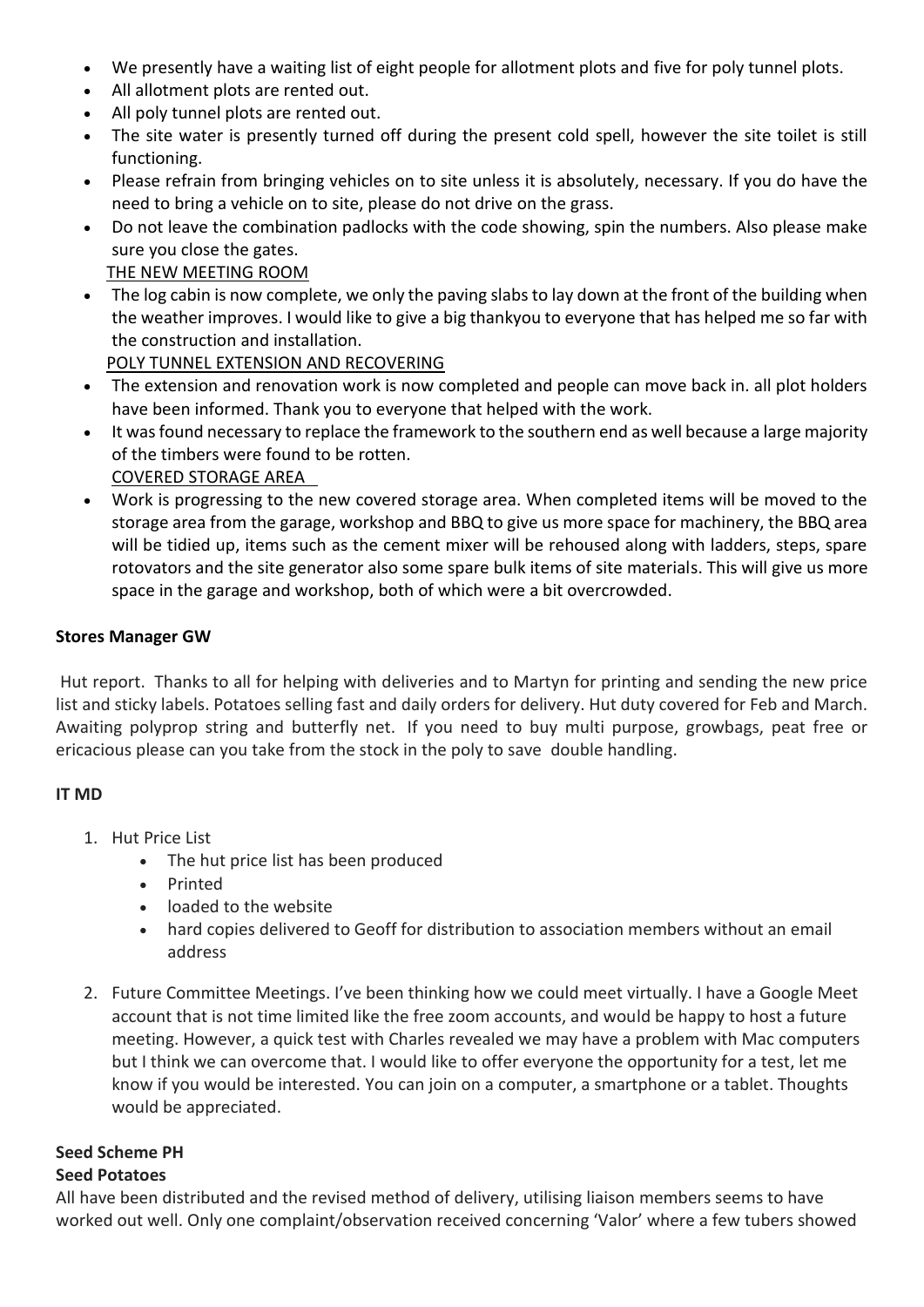- We presently have a waiting list of eight people for allotment plots and five for poly tunnel plots.
- All allotment plots are rented out.
- All poly tunnel plots are rented out.
- The site water is presently turned off during the present cold spell, however the site toilet is still functioning.
- Please refrain from bringing vehicles on to site unless it is absolutely, necessary. If you do have the need to bring a vehicle on to site, please do not drive on the grass.
- Do not leave the combination padlocks with the code showing, spin the numbers. Also please make sure you close the gates.

THE NEW MEETING ROOM

- The log cabin is now complete, we only the paving slabs to lay down at the front of the building when the weather improves. I would like to give a big thankyou to everyone that has helped me so far with the construction and installation.

POLY TUNNEL EXTENSION AND RECOVERING

- The extension and renovation work is now completed and people can move back in. all plot holders have been informed. Thank you to everyone that helped with the work.
- It was found necessary to replace the framework to the southern end as well because a large majority of the timbers were found to be rotten.

COVERED STORAGE AREA

- Work is progressing to the new covered storage area. When completed items will be moved to the storage area from the garage, workshop and BBQ to give us more space for machinery, the BBQ area will be tidied up, items such as the cement mixer will be rehoused along with ladders, steps, spare rotovators and the site generator also some spare bulk items of site materials. This will give us more space in the garage and workshop, both of which were a bit overcrowded.

**Stores Manager GW**

Hut report. Thanks to all for helping with deliveries and to Martyn for printing and sending the new price list and sticky labels. Potatoes selling fast and daily orders for delivery. Hut duty covered for Feb and March. Awaiting polyprop string and butterfly net. If you need to buy multi purpose, growbags, peat free or ericacious please can you take from the stock in the poly to save double handling.

**IT MD**

1. Hut Price List
   - The hut price list has been produced
   - Printed
   - loaded to the website
   - hard copies delivered to Geoff for distribution to association members without an email address
2. Future Committee Meetings. I've been thinking how we could meet virtually. I have a Google Meet account that is not time limited like the free zoom accounts, and would be happy to host a future meeting. However, a quick test with Charles revealed we may have a problem with Mac computers but I think we can overcome that. I would like to offer everyone the opportunity for a test, let me know if you would be interested. You can join on a computer, a smartphone or a tablet. Thoughts would be appreciated.

**Seed Scheme PH**

**Seed Potatoes**

All have been distributed and the revised method of delivery, utilising liaison members seems to have worked out well. Only one complaint/observation received concerning 'Valor' where a few tubers showed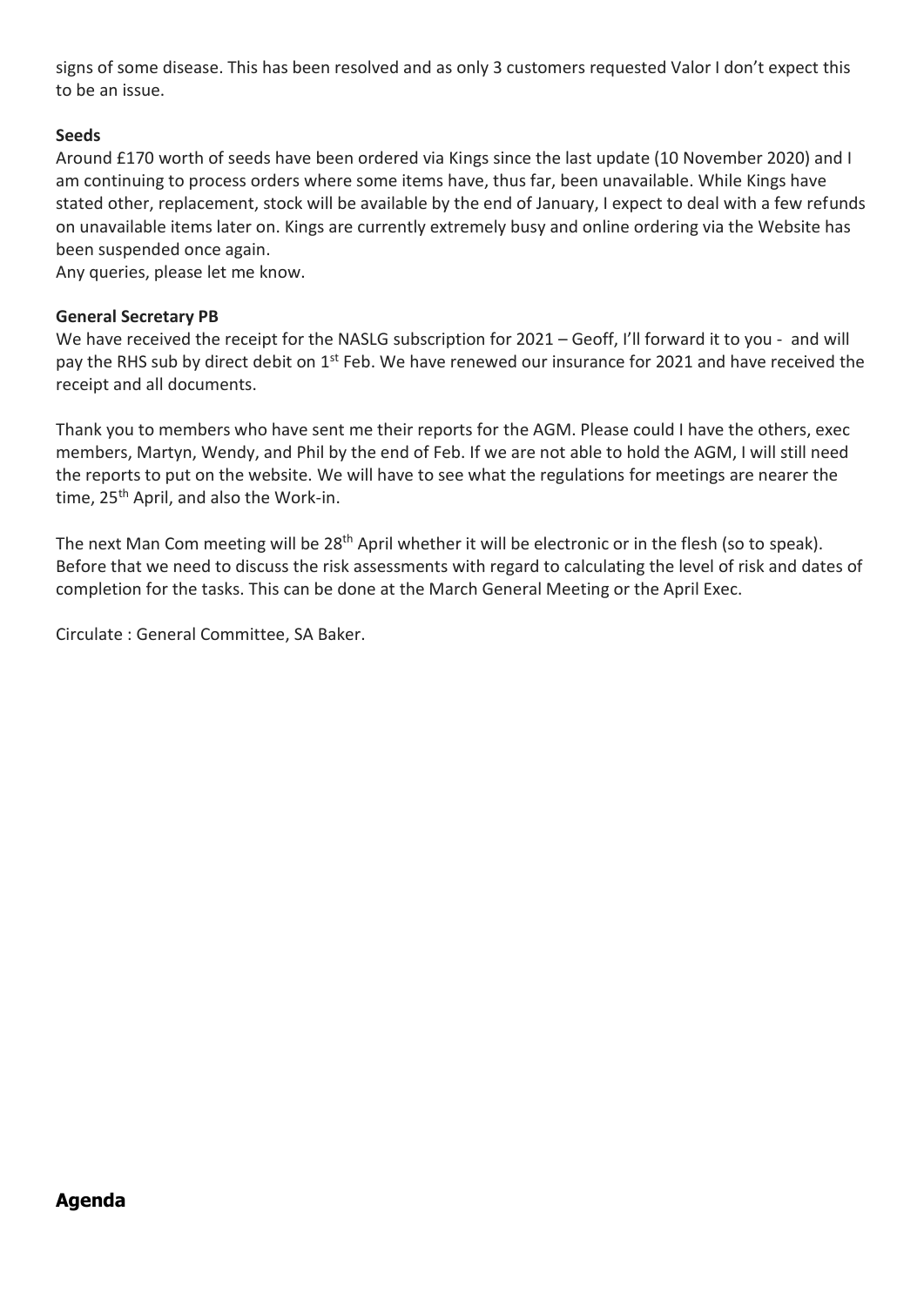signs of some disease. This has been resolved and as only 3 customers requested Valor I don't expect this to be an issue.

**Seeds**

Around £170 worth of seeds have been ordered via Kings since the last update (10 November 2020) and I am continuing to process orders where some items have, thus far, been unavailable. While Kings have stated other, replacement, stock will be available by the end of January, I expect to deal with a few refunds on unavailable items later on. Kings are currently extremely busy and online ordering via the Website has been suspended once again.

Any queries, please let me know.

**General Secretary PB**

We have received the receipt for the NASLG subscription for 2021 – Geoff, I'll forward it to you - and will pay the RHS sub by direct debit on 1st Feb. We have renewed our insurance for 2021 and have received the receipt and all documents.

Thank you to members who have sent me their reports for the AGM. Please could I have the others, exec members, Martyn, Wendy, and Phil by the end of Feb. If we are not able to hold the AGM, I will still need the reports to put on the website. We will have to see what the regulations for meetings are nearer the time, 25th April, and also the Work-in.

The next Man Com meeting will be 28th April whether it will be electronic or in the flesh (so to speak). Before that we need to discuss the risk assessments with regard to calculating the level of risk and dates of completion for the tasks. This can be done at the March General Meeting or the April Exec.

Circulate : General Committee, SA Baker.

## Agenda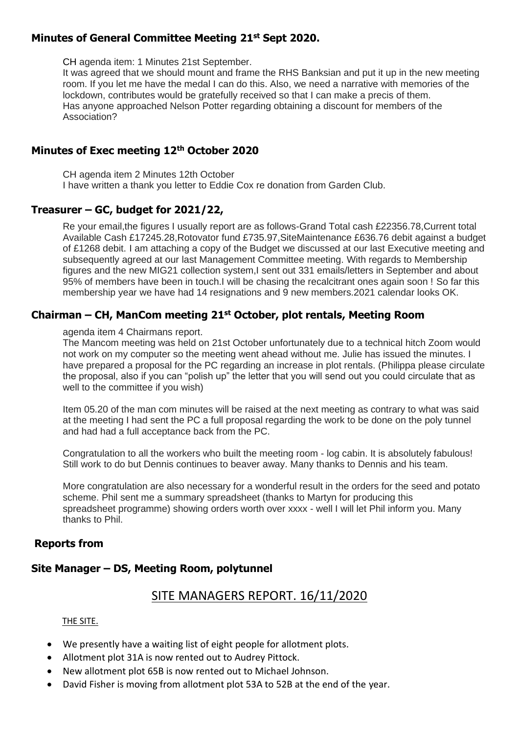## Minutes of General Committee Meeting 21st Sept 2020.

CH agenda item: 1 Minutes 21st September.
It was agreed that we should mount and frame the RHS Banksian and put it up in the new meeting room. If you let me have the medal I can do this. Also, we need a narrative with memories of the lockdown, contributes would be gratefully received so that I can make a precis of them.
Has anyone approached Nelson Potter regarding obtaining a discount for members of the Association?

## Minutes of Exec meeting 12th October 2020

CH agenda item 2 Minutes 12th October
I have written a thank you letter to Eddie Cox re donation from Garden Club.

## Treasurer – GC, budget for 2021/22,

Re your email,the figures I usually report are as follows-Grand Total cash £22356.78,Current total Available Cash £17245.28,Rotovator fund £735.97,SiteMaintenance £636.76 debit against a budget of £1268 debit. I am attaching a copy of the Budget we discussed at our last Executive meeting and subsequently agreed at our last Management Committee meeting. With regards to Membership figures and the new MIG21 collection system,I sent out 331 emails/letters in September and about 95% of members have been in touch.I will be chasing the recalcitrant ones again soon ! So far this membership year we have had 14 resignations and 9 new members.2021 calendar looks OK.

## Chairman – CH, ManCom meeting 21st October, plot rentals, Meeting Room

agenda item 4 Chairmans report.
The Mancom meeting was held on 21st October unfortunately due to a technical hitch Zoom would not work on my computer so the meeting went ahead without me. Julie has issued the minutes. I have prepared a proposal for the PC regarding an increase in plot rentals. (Philippa please circulate the proposal, also if you can "polish up" the letter that you will send out you could circulate that as well to the committee if you wish)

Item 05.20 of the man com minutes will be raised at the next meeting as contrary to what was said at the meeting I had sent the PC a full proposal regarding the work to be done on the poly tunnel and had had a full acceptance back from the PC.

Congratulation to all the workers who built the meeting room - log cabin. It is absolutely fabulous! Still work to do but Dennis continues to beaver away. Many thanks to Dennis and his team.

More congratulation are also necessary for a wonderful result in the orders for the seed and potato scheme. Phil sent me a summary spreadsheet (thanks to Martyn for producing this spreadsheet programme) showing orders worth over xxxx - well I will let Phil inform you. Many thanks to Phil.

## Reports from

## Site Manager – DS, Meeting Room, polytunnel

# SITE MANAGERS REPORT. 16/11/2020

THE SITE.

- We presently have a waiting list of eight people for allotment plots.
- Allotment plot 31A is now rented out to Audrey Pittock.
- New allotment plot 65B is now rented out to Michael Johnson.
- David Fisher is moving from allotment plot 53A to 52B at the end of the year.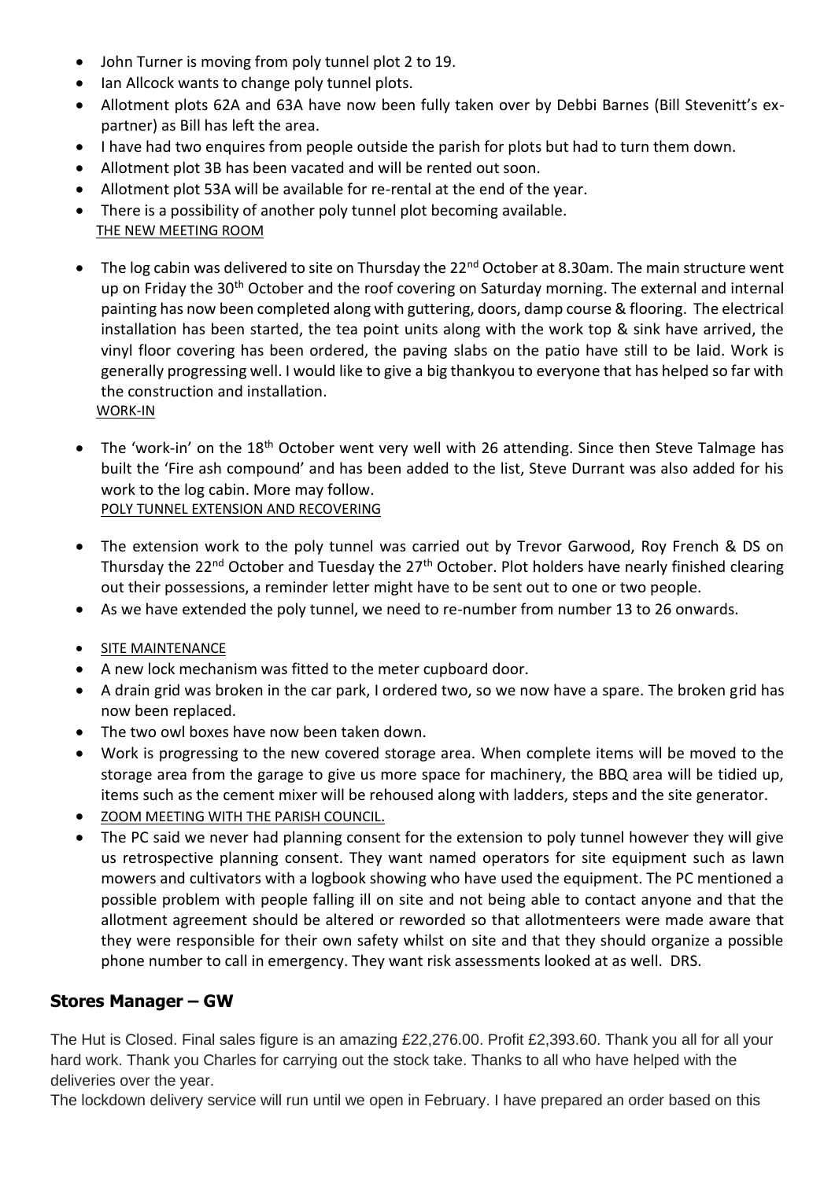- John Turner is moving from poly tunnel plot 2 to 19.
- Ian Allcock wants to change poly tunnel plots.
- Allotment plots 62A and 63A have now been fully taken over by Debbi Barnes (Bill Stevenitt's ex-partner) as Bill has left the area.
- I have had two enquires from people outside the parish for plots but had to turn them down.
- Allotment plot 3B has been vacated and will be rented out soon.
- Allotment plot 53A will be available for re-rental at the end of the year.
- There is a possibility of another poly tunnel plot becoming available.

THE NEW MEETING ROOM

- The log cabin was delivered to site on Thursday the 22nd October at 8.30am. The main structure went up on Friday the 30th October and the roof covering on Saturday morning. The external and internal painting has now been completed along with guttering, doors, damp course & flooring. The electrical installation has been started, the tea point units along with the work top & sink have arrived, the vinyl floor covering has been ordered, the paving slabs on the patio have still to be laid. Work is generally progressing well. I would like to give a big thankyou to everyone that has helped so far with the construction and installation.

WORK-IN

- The 'work-in' on the 18th October went very well with 26 attending. Since then Steve Talmage has built the 'Fire ash compound' and has been added to the list, Steve Durrant was also added for his work to the log cabin. More may follow.

POLY TUNNEL EXTENSION AND RECOVERING

- The extension work to the poly tunnel was carried out by Trevor Garwood, Roy French & DS on Thursday the 22nd October and Tuesday the 27th October. Plot holders have nearly finished clearing out their possessions, a reminder letter might have to be sent out to one or two people.
- As we have extended the poly tunnel, we need to re-number from number 13 to 26 onwards.

- SITE MAINTENANCE
- A new lock mechanism was fitted to the meter cupboard door.
- A drain grid was broken in the car park, I ordered two, so we now have a spare. The broken grid has now been replaced.
- The two owl boxes have now been taken down.
- Work is progressing to the new covered storage area. When complete items will be moved to the storage area from the garage to give us more space for machinery, the BBQ area will be tidied up, items such as the cement mixer will be rehoused along with ladders, steps and the site generator.
- ZOOM MEETING WITH THE PARISH COUNCIL.
- The PC said we never had planning consent for the extension to poly tunnel however they will give us retrospective planning consent. They want named operators for site equipment such as lawn mowers and cultivators with a logbook showing who have used the equipment. The PC mentioned a possible problem with people falling ill on site and not being able to contact anyone and that the allotment agreement should be altered or reworded so that allotmenteers were made aware that they were responsible for their own safety whilst on site and that they should organize a possible phone number to call in emergency. They want risk assessments looked at as well. DRS.

## Stores Manager – GW

The Hut is Closed. Final sales figure is an amazing £22,276.00. Profit £2,393.60. Thank you all for all your hard work. Thank you Charles for carrying out the stock take. Thanks to all who have helped with the deliveries over the year.

The lockdown delivery service will run until we open in February. I have prepared an order based on this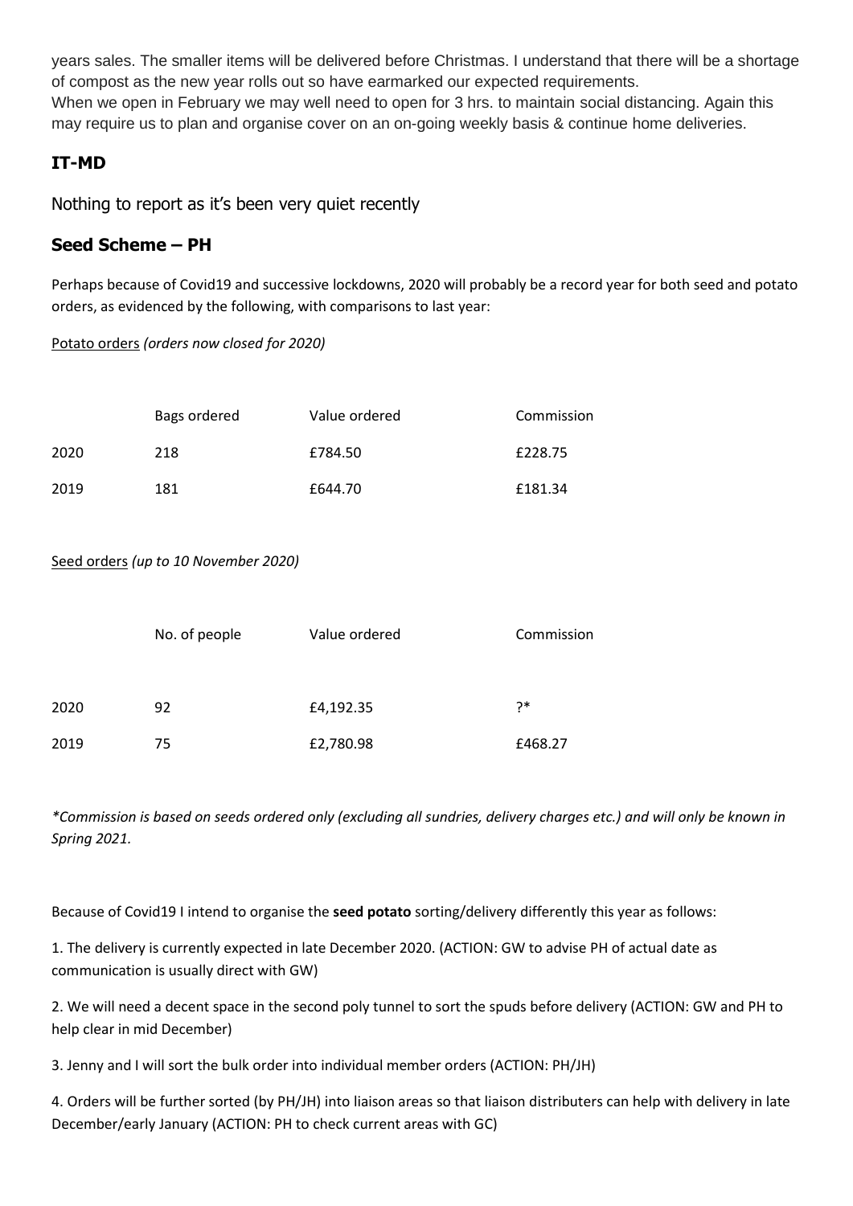years sales. The smaller items will be delivered before Christmas. I understand that there will be a shortage of compost as the new year rolls out so have earmarked our expected requirements.
When we open in February we may well need to open for 3 hrs. to maintain social distancing. Again this may require us to plan and organise cover on an on-going weekly basis & continue home deliveries.

## IT-MD

Nothing to report as it's been very quiet recently

## Seed Scheme – PH

Perhaps because of Covid19 and successive lockdowns, 2020 will probably be a record year for both seed and potato orders, as evidenced by the following, with comparisons to last year:

Potato orders *(orders now closed for 2020)*

| | Bags ordered | Value ordered | Commission |
|---|---|---|---|
| 2020 | 218 | £784.50 | £228.75 |
| 2019 | 181 | £644.70 | £181.34 |

Seed orders *(up to 10 November 2020)*

| | No. of people | Value ordered | Commission |
|---|---|---|---|
| 2020 | 92 | £4,192.35 | ?* |
| 2019 | 75 | £2,780.98 | £468.27 |

*\*Commission is based on seeds ordered only (excluding all sundries, delivery charges etc.) and will only be known in Spring 2021.*

Because of Covid19 I intend to organise the **seed potato** sorting/delivery differently this year as follows:

1. The delivery is currently expected in late December 2020. (ACTION: GW to advise PH of actual date as communication is usually direct with GW)

2. We will need a decent space in the second poly tunnel to sort the spuds before delivery (ACTION: GW and PH to help clear in mid December)

3. Jenny and I will sort the bulk order into individual member orders (ACTION: PH/JH)

4. Orders will be further sorted (by PH/JH) into liaison areas so that liaison distributers can help with delivery in late December/early January (ACTION: PH to check current areas with GC)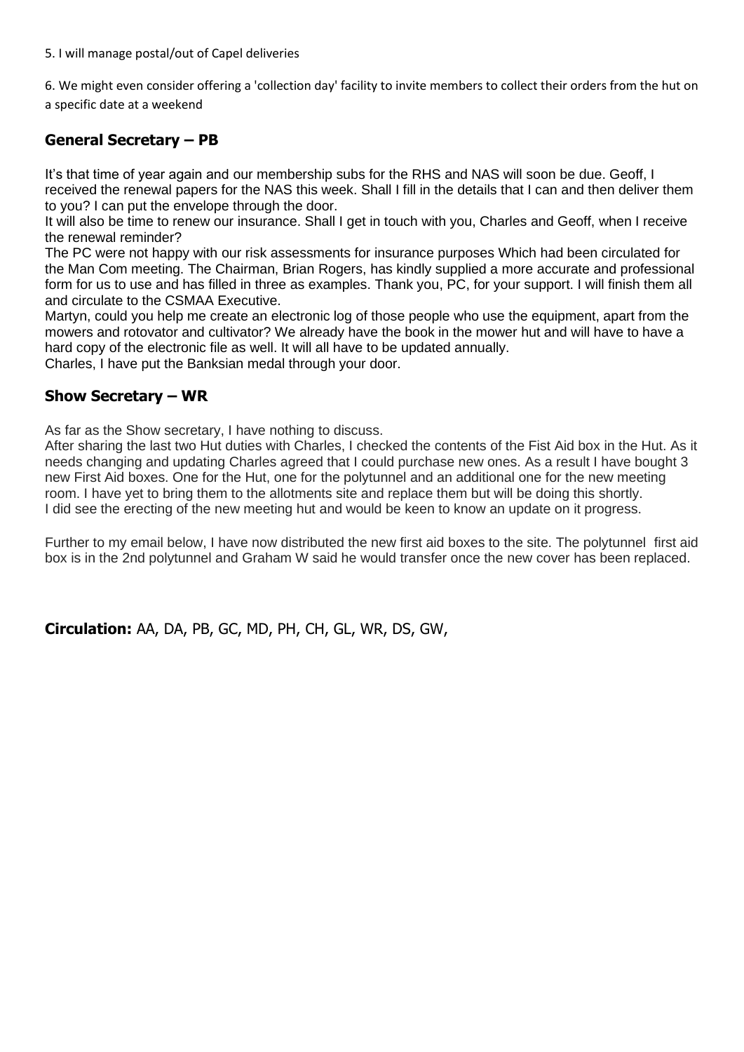5. I will manage postal/out of Capel deliveries

6. We might even consider offering a 'collection day' facility to invite members to collect their orders from the hut on a specific date at a weekend

## General Secretary – PB

It's that time of year again and our membership subs for the RHS and NAS will soon be due. Geoff, I received the renewal papers for the NAS this week. Shall I fill in the details that I can and then deliver them to you? I can put the envelope through the door.
It will also be time to renew our insurance. Shall I get in touch with you, Charles and Geoff, when I receive the renewal reminder?
The PC were not happy with our risk assessments for insurance purposes Which had been circulated for the Man Com meeting. The Chairman, Brian Rogers, has kindly supplied a more accurate and professional form for us to use and has filled in three as examples. Thank you, PC, for your support. I will finish them all and circulate to the CSMAA Executive.
Martyn, could you help me create an electronic log of those people who use the equipment, apart from the mowers and rotovator and cultivator? We already have the book in the mower hut and will have to have a hard copy of the electronic file as well. It will all have to be updated annually.
Charles, I have put the Banksian medal through your door.

## Show Secretary – WR

As far as the Show secretary, I have nothing to discuss.
After sharing the last two Hut duties with Charles, I checked the contents of the Fist Aid box in the Hut. As it needs changing and updating Charles agreed that I could purchase new ones. As a result I have bought 3 new First Aid boxes. One for the Hut, one for the polytunnel and an additional one for the new meeting room. I have yet to bring them to the allotments site and replace them but will be doing this shortly.
I did see the erecting of the new meeting hut and would be keen to know an update on it progress.

Further to my email below, I have now distributed the new first aid boxes to the site. The polytunnel first aid box is in the 2nd polytunnel and Graham W said he would transfer once the new cover has been replaced.

**Circulation:** AA, DA, PB, GC, MD, PH, CH, GL, WR, DS, GW,